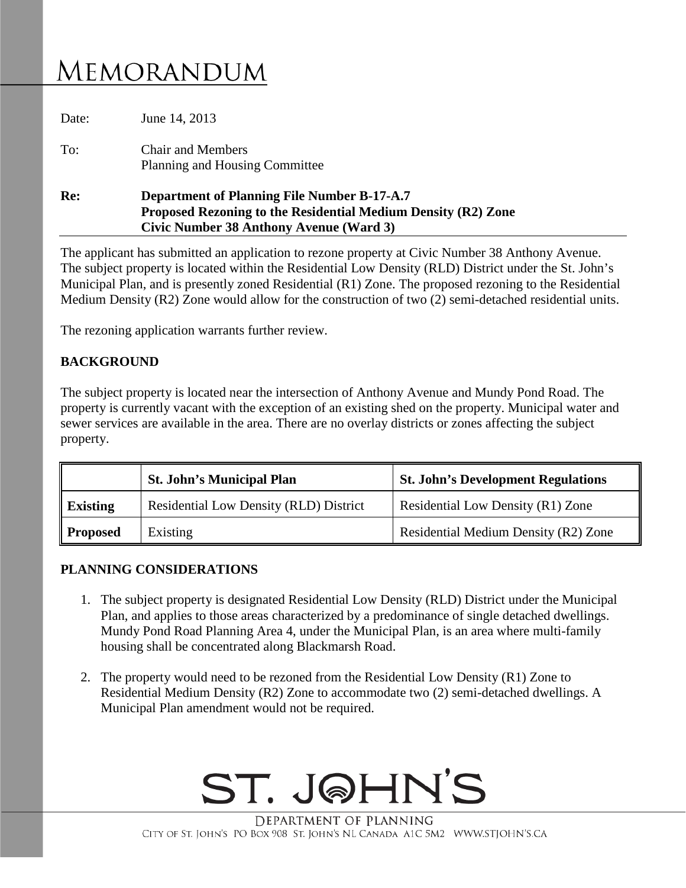# MEMORANDUM

Date: June 14, 2013

To: Chair and Members
Planning and Housing Committee

**Re: Department of Planning File Number B-17-A.7**
**Proposed Rezoning to the Residential Medium Density (R2) Zone**
**Civic Number 38 Anthony Avenue (Ward 3)**

The applicant has submitted an application to rezone property at Civic Number 38 Anthony Avenue. The subject property is located within the Residential Low Density (RLD) District under the St. John's Municipal Plan, and is presently zoned Residential (R1) Zone. The proposed rezoning to the Residential Medium Density (R2) Zone would allow for the construction of two (2) semi-detached residential units.

The rezoning application warrants further review.

## BACKGROUND

The subject property is located near the intersection of Anthony Avenue and Mundy Pond Road. The property is currently vacant with the exception of an existing shed on the property. Municipal water and sewer services are available in the area. There are no overlay districts or zones affecting the subject property.

| | St. John's Municipal Plan | St. John's Development Regulations |
|---|---|---|
| **Existing** | Residential Low Density (RLD) District | Residential Low Density (R1) Zone |
| **Proposed** | Existing | Residential Medium Density (R2) Zone |

## PLANNING CONSIDERATIONS

1. The subject property is designated Residential Low Density (RLD) District under the Municipal Plan, and applies to those areas characterized by a predominance of single detached dwellings. Mundy Pond Road Planning Area 4, under the Municipal Plan, is an area where multi-family housing shall be concentrated along Blackmarsh Road.

2. The property would need to be rezoned from the Residential Low Density (R1) Zone to Residential Medium Density (R2) Zone to accommodate two (2) semi-detached dwellings. A Municipal Plan amendment would not be required.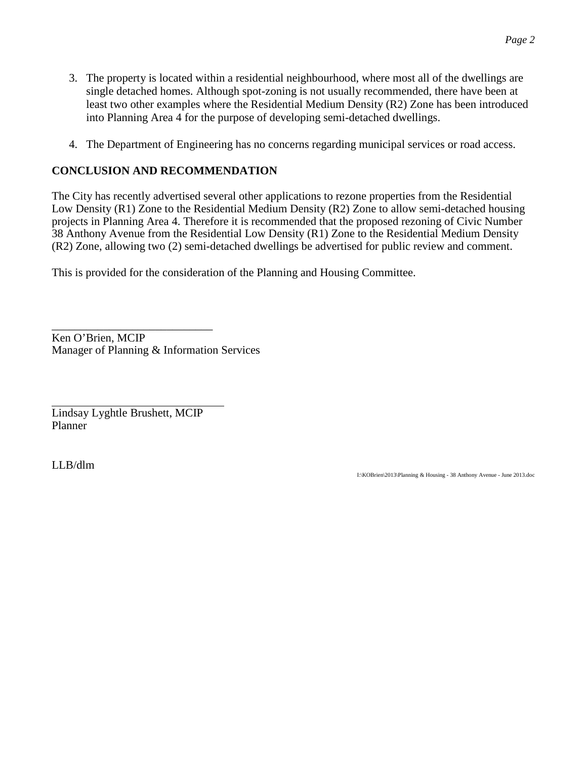3. The property is located within a residential neighbourhood, where most all of the dwellings are single detached homes. Although spot-zoning is not usually recommended, there have been at least two other examples where the Residential Medium Density (R2) Zone has been introduced into Planning Area 4 for the purpose of developing semi-detached dwellings.

4. The Department of Engineering has no concerns regarding municipal services or road access.

## CONCLUSION AND RECOMMENDATION

The City has recently advertised several other applications to rezone properties from the Residential Low Density (R1) Zone to the Residential Medium Density (R2) Zone to allow semi-detached housing projects in Planning Area 4. Therefore it is recommended that the proposed rezoning of Civic Number 38 Anthony Avenue from the Residential Low Density (R1) Zone to the Residential Medium Density (R2) Zone, allowing two (2) semi-detached dwellings be advertised for public review and comment.

This is provided for the consideration of the Planning and Housing Committee.

____________________________
Ken O'Brien, MCIP
Manager of Planning & Information Services

______________________________
Lindsay Lyghtle Brushett, MCIP
Planner

LLB/dlm

I:\KOBrien\2013\Planning & Housing - 38 Anthony Avenue - June 2013.doc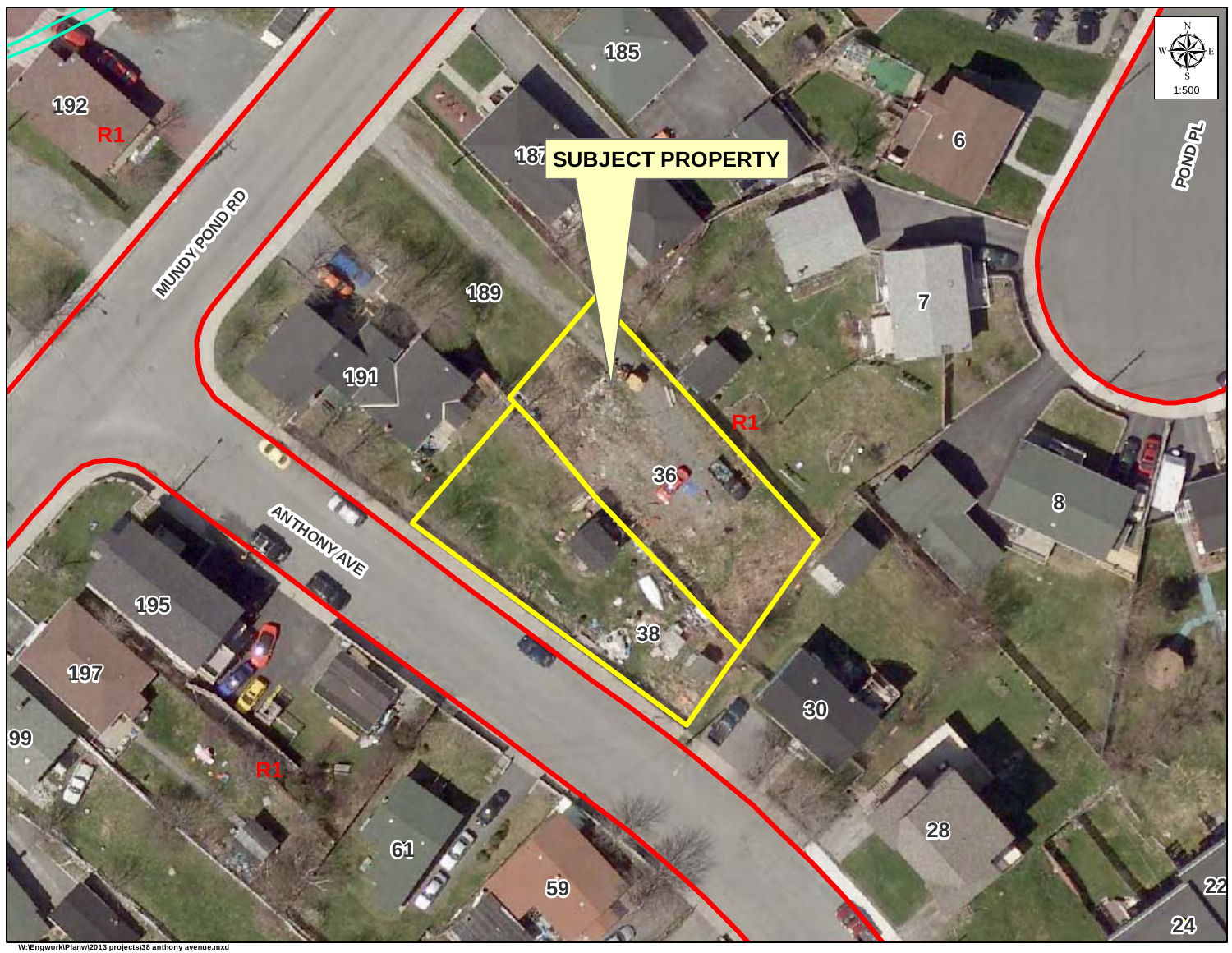SUBJECT PROPERTY

MUNDY POND RD

ANTHONY AVE

POND PL

R1

R1

R1

R1

192

185

187

6

189

7

191

36

8

195

38

197

30

99

28

61

59

22

24

N

W

E

S

1:500

W:\Engwork\Planw\2013 projects\38 anthony avenue.mxd